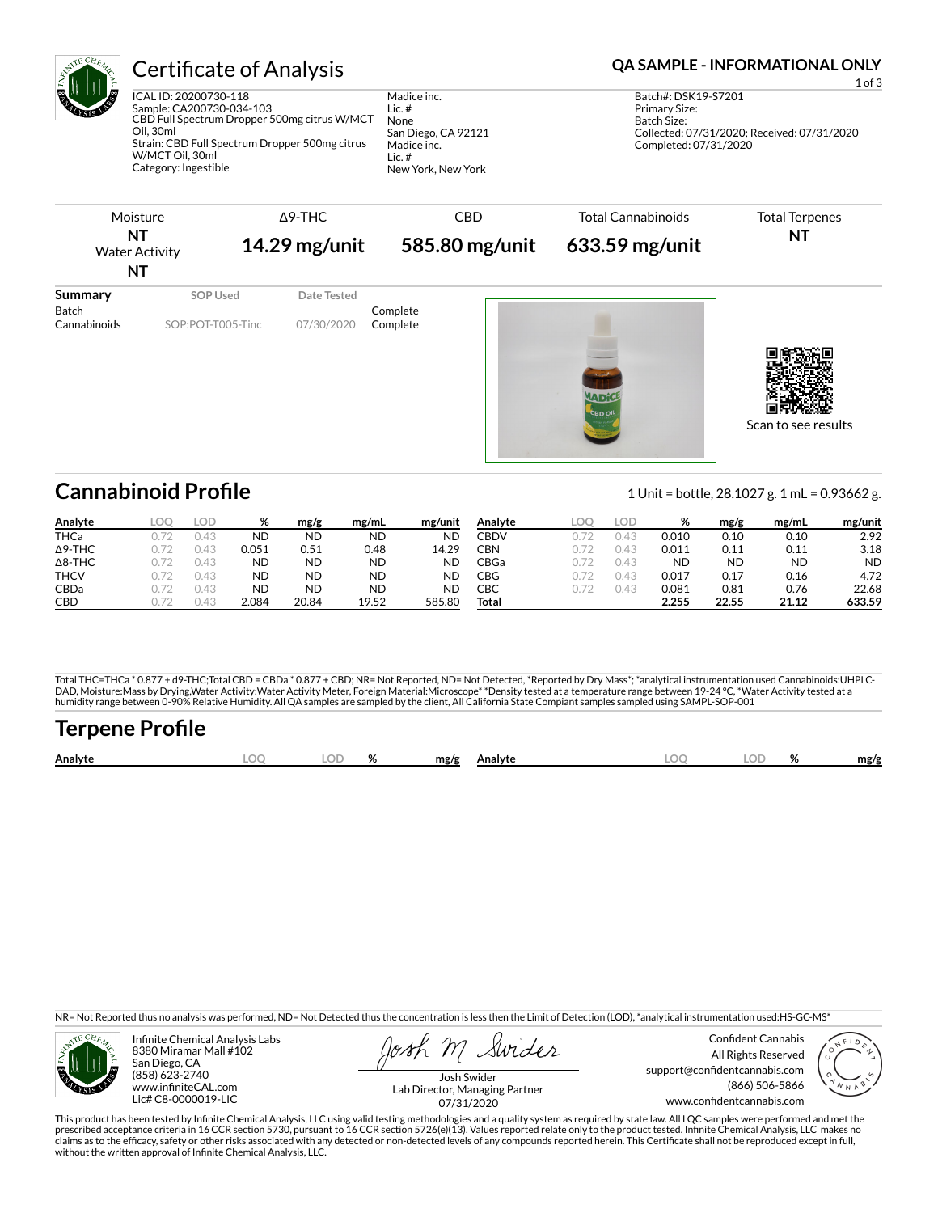# Certificate of Analysis

**QA SAMPLE - INFORMATIONAL ONLY**

ICAL ID: 20200730-118
Sample: CA200730-034-103
CBD Full Spectrum Dropper 500mg citrus W/MCT Oil, 30ml
Strain: CBD Full Spectrum Dropper 500mg citrus W/MCT Oil, 30ml
Category: Ingestible

Madice inc.
Lic. #
None
San Diego, CA 92121
Madice inc.
Lic. #
New York, New York

Batch#: DSK19-S7201
Primary Size:
Batch Size:
Collected: 07/31/2020; Received: 07/31/2020
Completed: 07/31/2020

| Moisture | Δ9-THC | CBD | Total Cannabinoids | Total Terpenes |
|---|---|---|---|---|
| **NT** | **14.29 mg/unit** | **585.80 mg/unit** | **633.59 mg/unit** | **NT** |
| Water Activity **NT** | | | | |

| Summary | SOP Used | Date Tested | |
|---|---|---|---|
| Batch | | | Complete |
| Cannabinoids | SOP:POT-T005-Tinc | 07/30/2020 | Complete |

Scan to see results

## Cannabinoid Profile

1 Unit = bottle, 28.1027 g. 1 mL = 0.93662 g.

| Analyte | LOQ | LOD | % | mg/g | mg/mL | mg/unit |
|---|---|---|---|---|---|---|
| THCa | 0.72 | 0.43 | ND | ND | ND | ND |
| Δ9-THC | 0.72 | 0.43 | 0.051 | 0.51 | 0.48 | 14.29 |
| Δ8-THC | 0.72 | 0.43 | ND | ND | ND | ND |
| THCV | 0.72 | 0.43 | ND | ND | ND | ND |
| CBDa | 0.72 | 0.43 | ND | ND | ND | ND |
| CBD | 0.72 | 0.43 | 2.084 | 20.84 | 19.52 | 585.80 |
| CBDV | 0.72 | 0.43 | 0.010 | 0.10 | 0.10 | 2.92 |
| CBN | 0.72 | 0.43 | 0.011 | 0.11 | 0.11 | 3.18 |
| CBGa | 0.72 | 0.43 | ND | ND | ND | ND |
| CBG | 0.72 | 0.43 | 0.017 | 0.17 | 0.16 | 4.72 |
| CBC | 0.72 | 0.43 | 0.081 | 0.81 | 0.76 | 22.68 |
| **Total** | | | **2.255** | **22.55** | **21.12** | **633.59** |

Total THC=THCa * 0.877 + d9-THC;Total CBD = CBDa * 0.877 + CBD; NR= Not Reported, ND= Not Detected, *Reported by Dry Mass*; *analytical instrumentation used Cannabinoids:UHPLC-DAD, Moisture:Mass by Drying,Water Activity:Water Activity Meter, Foreign Material:Microscope* *Density tested at a temperature range between 19-24 °C, *Water Activity tested at a humidity range between 0-90% Relative Humidity. All QA samples are sampled by the client, All California State Compiant samples sampled using SAMPL-SOP-001

## Terpene Profile

| Analyte | LOQ | LOD | % | mg/g | Analyte | LOQ | LOD | % | mg/g |
|---|---|---|---|---|---|---|---|---|---|

NR= Not Reported thus no analysis was performed, ND= Not Detected thus the concentration is less then the Limit of Detection (LOD), *analytical instrumentation used:HS-GC-MS*

Infinite Chemical Analysis Labs
8380 Miramar Mall #102
San Diego, CA
(858) 623-2740
www.infiniteCAL.com
Lic# C8-0000019-LIC

Josh Swider
Lab Director, Managing Partner
07/31/2020

Confident Cannabis
All Rights Reserved
support@confidentcannabis.com
(866) 506-5866
www.confidentcannabis.com

This product has been tested by Infinite Chemical Analysis, LLC using valid testing methodologies and a quality system as required by state law. All LQC samples were performed and met the prescribed acceptance criteria in 16 CCR section 5730, pursuant to 16 CCR section 5726(e)(13). Values reported relate only to the product tested. Infinite Chemical Analysis, LLC makes no claims as to the efficacy, safety or other risks associated with any detected or non-detected levels of any compounds reported herein. This Certificate shall not be reproduced except in full, without the written approval of Infinite Chemical Analysis, LLC.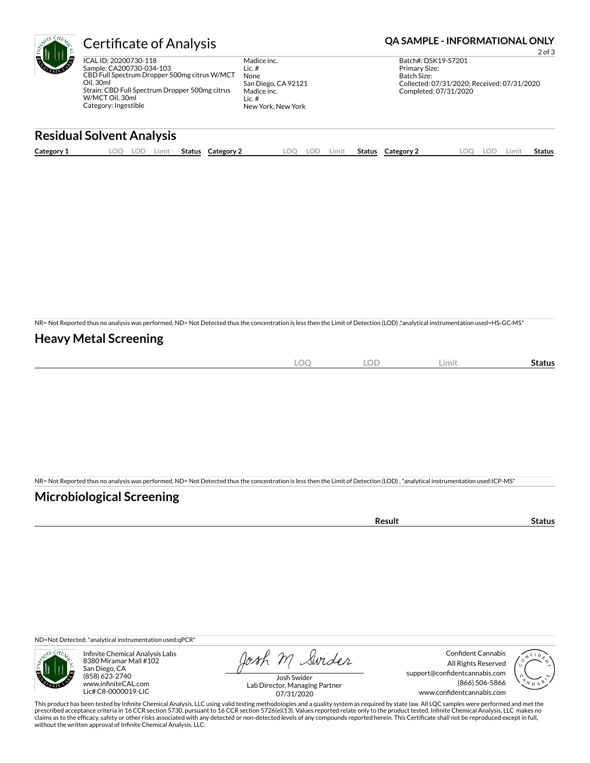# Certificate of Analysis

**QA SAMPLE - INFORMATIONAL ONLY**

ICAL ID: 20200730-118
Sample: CA200730-034-103
CBD Full Spectrum Dropper 500mg citrus W/MCT Oil, 30ml
Strain: CBD Full Spectrum Dropper 500mg citrus W/MCT Oil, 30ml
Category: Ingestible

Madice inc.
Lic. #
None
San Diego, CA 92121
Madice inc.
Lic. #
New York, New York

Batch#: DSK19-S7201
Primary Size:
Batch Size:
Collected: 07/31/2020; Received: 07/31/2020
Completed: 07/31/2020

## Residual Solvent Analysis

| Category 1 | LOQ | LOD | Limit | Status | Category 2 | LOQ | LOD | Limit | Status | Category 2 | LOQ | LOD | Limit | Status |
|---|---|---|---|---|---|---|---|---|---|---|---|---|---|---|

NR= Not Reported thus no analysis was performed, ND= Not Detected thus the concentration is less then the Limit of Detection (LOD) ,*analytical instrumentation used=HS-GC-MS*

## Heavy Metal Screening

| | LOQ | LOD | Limit | Status |
|---|---|---|---|---|

NR= Not Reported thus no analysis was performed, ND= Not Detected thus the concentration is less then the Limit of Detection (LOD) , *analytical instrumentation used:ICP-MS*

## Microbiological Screening

| | Result | Status |
|---|---|---|

ND=Not Detected; *analytical instrumentation used:qPCR*

Infinite Chemical Analysis Labs
8380 Miramar Mall #102
San Diego, CA
(858) 623-2740
www.infiniteCAL.com
Lic# C8-0000019-LIC

Josh Swider
Lab Director, Managing Partner
07/31/2020

Confident Cannabis
All Rights Reserved
support@confidentcannabis.com
(866) 506-5866
www.confidentcannabis.com

This product has been tested by Infinite Chemical Analysis, LLC using valid testing methodologies and a quality system as required by state law. All LQC samples were performed and met the prescribed acceptance criteria in 16 CCR section 5730, pursuant to 16 CCR section 5726(e)(13). Values reported relate only to the product tested. Infinite Chemical Analysis, LLC makes no claims as to the efficacy, safety or other risks associated with any detected or non-detected levels of any compounds reported herein. This Certificate shall not be reproduced except in full, without the written approval of Infinite Chemical Analysis, LLC.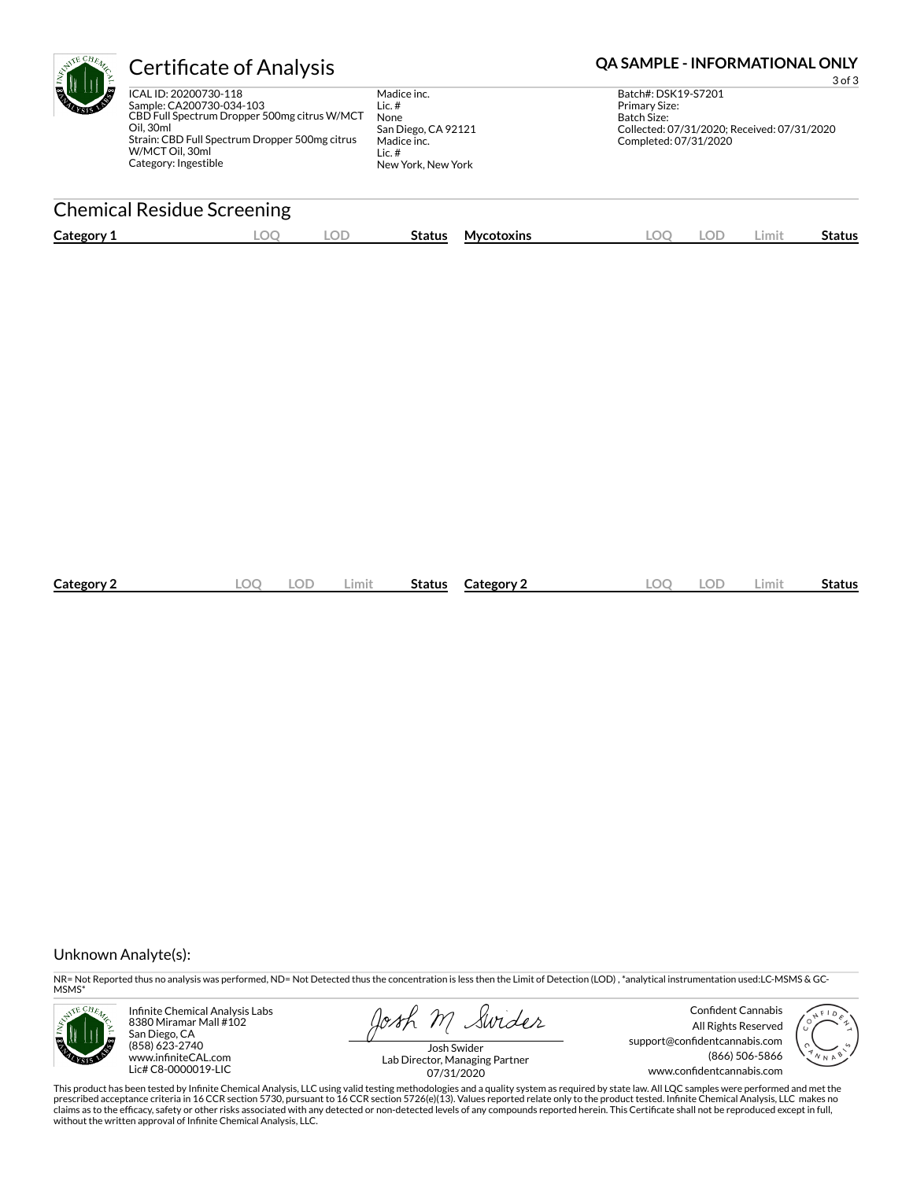# Certificate of Analysis

**QA SAMPLE - INFORMATIONAL ONLY**

ICAL ID: 20200730-118
Sample: CA200730-034-103
CBD Full Spectrum Dropper 500mg citrus W/MCT Oil, 30ml
Strain: CBD Full Spectrum Dropper 500mg citrus W/MCT Oil, 30ml
Category: Ingestible

Madice inc.
Lic. #
None
San Diego, CA 92121
Madice inc.
Lic. #
New York, New York

Batch#: DSK19-S7201
Primary Size:
Batch Size:
Collected: 07/31/2020; Received: 07/31/2020
Completed: 07/31/2020

## Chemical Residue Screening

| Category 1 | LOQ | LOD | Status |
|---|---|---|---|

| Mycotoxins | LOQ | LOD | Limit | Status |
|---|---|---|---|---|

| Category 2 | LOQ | LOD | Limit | Status |
|---|---|---|---|---|

| Category 2 | LOQ | LOD | Limit | Status |
|---|---|---|---|---|

Unknown Analyte(s):

NR= Not Reported thus no analysis was performed, ND= Not Detected thus the concentration is less then the Limit of Detection (LOD) , *analytical instrumentation used:LC-MSMS & GC-MSMS*

Infinite Chemical Analysis Labs
8380 Miramar Mall #102
San Diego, CA
(858) 623-2740
www.infiniteCAL.com
Lic# C8-0000019-LIC

Josh Swider
Lab Director, Managing Partner
07/31/2020

Confident Cannabis
All Rights Reserved
support@confidentcannabis.com
(866) 506-5866
www.confidentcannabis.com

This product has been tested by Infinite Chemical Analysis, LLC using valid testing methodologies and a quality system as required by state law. All LQC samples were performed and met the prescribed acceptance criteria in 16 CCR section 5730, pursuant to 16 CCR section 5726(e)(13). Values reported relate only to the product tested. Infinite Chemical Analysis, LLC makes no claims as to the efficacy, safety or other risks associated with any detected or non-detected levels of any compounds reported herein. This Certificate shall not be reproduced except in full, without the written approval of Infinite Chemical Analysis, LLC.